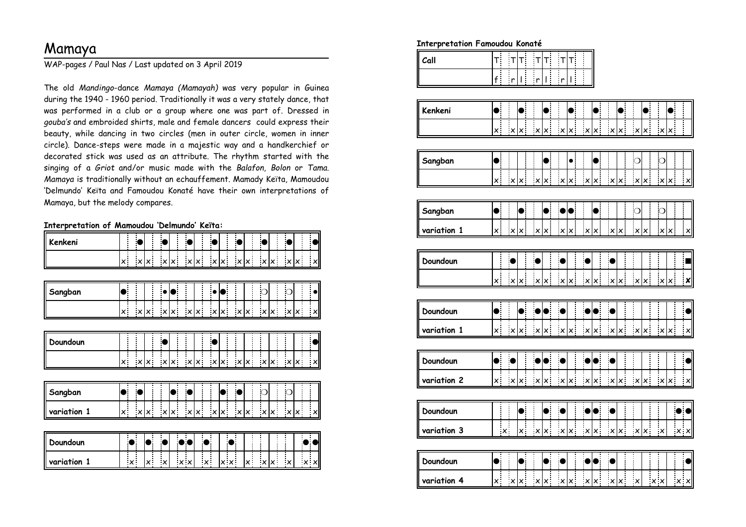# Mamaya

WAP-pages / Paul Nas / Last updated on 3 April 2019

The old *Mandingo*-dance *Mamaya (Mamayah)* was very popular in Guinea during the 1940 - 1960 period. Traditionally it was a very stately dance, that was performed in a club or a group where one was part of. Dressed in *gouba's* and embroided shirts, male and female dancers could express their beauty, while dancing in two circles (men in outer circle, women in inner circle). Dance-steps were made in a majestic way and a handkerchief or decorated stick was used as an attribute. The rhythm started with the singing of a *Griot* and/or music made with the *Balafon*, *Bolon* or *Tama*. *Mamaya* is traditionally without an echauffement. Mamady Keïta, Mamoudou 'Delmundo' Keïta and Famoudou Konaté have their own interpretations of Mamaya, but the melody compares.

**Interpretation of Mamoudou 'Delmundo' Keïta:**

| Kenkeni | | | ● | | | ● | | | ● | | | ● | | | ● | | | ● | | | ● | | | ● |
|---|---|---|---|---|---|---|---|---|---|---|---|---|---|---|---|---|---|---|---|---|---|---|---|---|
| | x | | x | x | | x | x | | x | x | | x | x | | x | x | | x | x | | x | x | | x |

| Sangban | ● | | | | | • | ● | | | | | • | ● | | | | | ○ | | | ○ | | | • |
|---|---|---|---|---|---|---|---|---|---|---|---|---|---|---|---|---|---|---|---|---|---|---|---|---|
| | x | | x | x | | x | x | | x | x | | x | x | | x | x | | x | x | | x | x | | x |

| Doundoun | | | | | | ● | | | | | | ● | | | | | | | | | | | | ● |
|---|---|---|---|---|---|---|---|---|---|---|---|---|---|---|---|---|---|---|---|---|---|---|---|---|
| | x | | x | x | | x | x | | x | x | | x | x | | x | x | | x | x | | x | x | | x |

| Sangban | ● | | ● | | | | ● | | ● | | | | ● | | ● | | | ○ | | | ○ | | | |
|---|---|---|---|---|---|---|---|---|---|---|---|---|---|---|---|---|---|---|---|---|---|---|---|---|
| variation 1 | x | | x | x | | x | x | | x | x | | x | x | | x | x | | x | x | | x | x | | x |

| Doundoun | | ● | | ● | | ● | | ● | ● | | ● | | | ● | | | | | | | | | ● | ● |
|---|---|---|---|---|---|---|---|---|---|---|---|---|---|---|---|---|---|---|---|---|---|---|---|---|
| variation 1 | | x | | x | | x | | x | x | | x | | x | x | | x | | x | x | | x | | x | x |

**Interpretation Famoudou Konaté**

| Call | T | | T | T | | T | T | | T | T | | |
|---|---|---|---|---|---|---|---|---|---|---|---|---|
| | f | | r | l | | r | l | | r | l | | |

| Kenkeni | ● | | | ● | | | ● | | | ● | | | ● | | | ● | | | ● | | | ● | | |
|---|---|---|---|---|---|---|---|---|---|---|---|---|---|---|---|---|---|---|---|---|---|---|---|---|
| | x | | x | x | | x | x | | x | x | | x | x | | x | x | | x | x | | x | x | | |

| Sangban | ● | | | | | | ● | | | • | | | ● | | | | | ○ | | | ○ | | | |
|---|---|---|---|---|---|---|---|---|---|---|---|---|---|---|---|---|---|---|---|---|---|---|---|---|
| | x | | x | x | | x | x | | x | x | | x | x | | x | x | | x | x | | x | x | | x |

| Sangban | ● | | | ● | | | ● | | ● | ● | | | ● | | | | | ○ | | | ○ | | | |
|---|---|---|---|---|---|---|---|---|---|---|---|---|---|---|---|---|---|---|---|---|---|---|---|---|
| variation 1 | x | | x | x | | x | x | | x | x | | x | x | | x | x | | x | x | | x | x | | x |

| Doundoun | | | ● | | | ● | | | ● | | | ● | | | ● | | | | | | | | | ■ |
|---|---|---|---|---|---|---|---|---|---|---|---|---|---|---|---|---|---|---|---|---|---|---|---|---|
| | x | | x | x | | x | x | | x | x | | x | x | | x | x | | x | x | | x | x | | **x** |

| Doundoun | ● | | | ● | | ● | ● | | ● | | | ● | ● | | ● | | | | | | | | | ● |
|---|---|---|---|---|---|---|---|---|---|---|---|---|---|---|---|---|---|---|---|---|---|---|---|---|
| variation 1 | x | | x | x | | x | x | | x | x | | x | x | | x | x | | x | x | | x | x | | x |

| Doundoun | ● | | ● | | | ● | ● | | ● | | | ● | ● | | ● | | | | | | | | | ● |
|---|---|---|---|---|---|---|---|---|---|---|---|---|---|---|---|---|---|---|---|---|---|---|---|---|
| variation 2 | x | | x | x | | x | x | | x | x | | x | x | | x | x | | x | x | | x | x | | x |

| Doundoun | | | | ● | | | ● | | ● | | | ● | ● | | ● | | | | | | | | ● | ● |
|---|---|---|---|---|---|---|---|---|---|---|---|---|---|---|---|---|---|---|---|---|---|---|---|---|
| variation 3 | | x | | x | | x | x | | x | x | | x | x | | x | x | | x | x | | x | | x | x |

| Doundoun | ● | | | ● | | | ● | | ● | | | ● | ● | | ● | | | | | | | | | ● |
|---|---|---|---|---|---|---|---|---|---|---|---|---|---|---|---|---|---|---|---|---|---|---|---|---|
| variation 4 | x | | x | x | | x | x | | x | x | | x | x | | x | x | | x | | x | x | | x | x |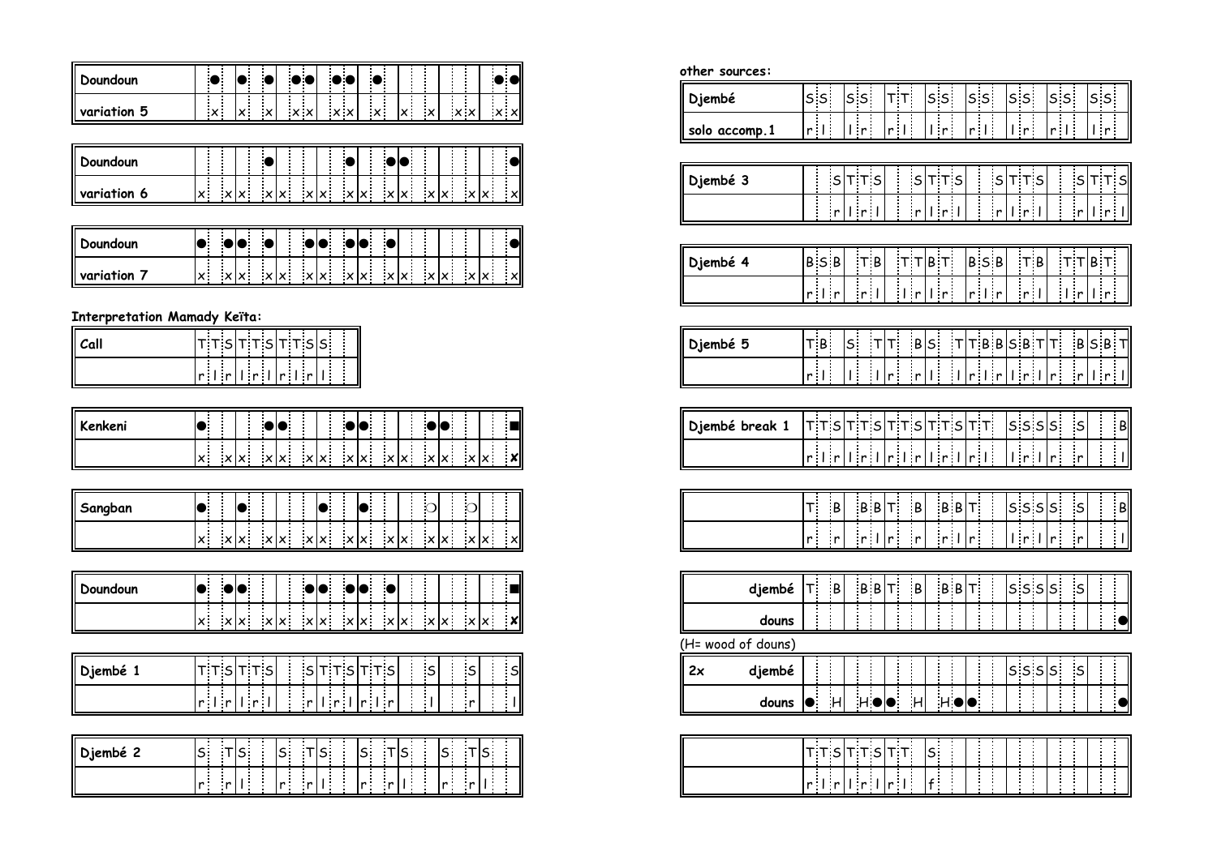| Doundoun | | ● | | ● | | ● | | ● | ● | | ● | ● | | ● | | | | | | | | | ● | ● |
|---|---|---|---|---|---|---|---|---|---|---|---|---|---|---|---|---|---|---|---|---|---|---|---|---|
| variation 5 | | x | | x | | x | | x | x | | x | x | | x | | x | | x | | x | x | | x | x |

| Doundoun | | | | | | ● | | | | | | ● | | | ● | ● | | | | | | | | ● |
|---|---|---|---|---|---|---|---|---|---|---|---|---|---|---|---|---|---|---|---|---|---|---|---|---|
| variation 6 | x | | x | x | | x | x | | x | x | | x | x | | x | x | | x | x | | x | x | | x |

| Doundoun | ● | | ● | ● | | ● | | | ● | ● | | ● | ● | | ● | | | | | | | | | ● |
|---|---|---|---|---|---|---|---|---|---|---|---|---|---|---|---|---|---|---|---|---|---|---|---|---|
| variation 7 | x | | x | x | | x | x | | x | x | | x | x | | x | x | | x | x | | x | x | | x |

**Interpretation Mamady Keïta:**

| Call | T | T | S | T | T | S | T | T | S | S | | |
|---|---|---|---|---|---|---|---|---|---|---|---|---|
| | r | l | r | l | r | l | r | l | r | l | | |

| Kenkeni | ● | | | | | ● | ● | | | | | ● | ● | | | | | ● | ● | | | | | ■ |
|---|---|---|---|---|---|---|---|---|---|---|---|---|---|---|---|---|---|---|---|---|---|---|---|---|
| | x | | x | x | | x | x | | x | x | | x | x | | x | x | | x | x | | x | x | | ✘ |

| Sangban | ● | | | ● | | | | | | ● | | | ● | | | | | ○ | | | ○ | | | |
|---|---|---|---|---|---|---|---|---|---|---|---|---|---|---|---|---|---|---|---|---|---|---|---|---|
| | x | | x | x | | x | x | | x | x | | x | x | | x | x | | x | x | | x | x | | x |

| Doundoun | ● | | ● | ● | | | | | ● | ● | | ● | ● | | ● | | | | | | | | | ■ |
|---|---|---|---|---|---|---|---|---|---|---|---|---|---|---|---|---|---|---|---|---|---|---|---|---|
| | x | | x | x | | x | x | | x | x | | x | x | | x | x | | x | x | | x | x | | ✘ |

| Djembé 1 | T | T | S | T | T | S | | | S | T | T | S | T | T | S | | | S | | | S | | | S |
|---|---|---|---|---|---|---|---|---|---|---|---|---|---|---|---|---|---|---|---|---|---|---|---|---|
| | r | l | r | l | r | l | | | r | l | r | l | r | l | r | | | l | | | r | | | l |

| Djembé 2 | S | | T | S | | | S | | T | S | | | S | | T | S | | | S | | T | S | | |
|---|---|---|---|---|---|---|---|---|---|---|---|---|---|---|---|---|---|---|---|---|---|---|---|---|
| | r | | r | l | | | r | | r | l | | | r | | r | l | | | r | | r | l | | |

**other sources:**

| Djembé | S | S | | S | S | | T | T | | S | S | | S | S | | S | S | | S | S | | S | S | |
|---|---|---|---|---|---|---|---|---|---|---|---|---|---|---|---|---|---|---|---|---|---|---|---|---|
| solo accomp.1 | r | l | | l | r | | r | l | | l | r | | r | l | | l | r | | r | l | | l | r | |

| Djembé 3 | | | S | T | T | S | | | S | T | T | S | | | S | T | T | S | | | S | T | T | S |
|---|---|---|---|---|---|---|---|---|---|---|---|---|---|---|---|---|---|---|---|---|---|---|---|---|
| | | | r | l | r | l | | | r | l | r | l | | | r | l | r | l | | | r | l | r | l |

| Djembé 4 | B | S | B | | T | B | | T | T | B | T | | B | S | B | | T | B | | T | T | B | T | |
|---|---|---|---|---|---|---|---|---|---|---|---|---|---|---|---|---|---|---|---|---|---|---|---|---|
| | r | l | r | | r | l | | l | r | l | r | | r | l | r | | r | l | | l | r | l | r | |

| Djembé 5 | T | B | | S | | T | T | | B | S | | T | T | B | B | S | B | T | T | | B | S | B | T |
|---|---|---|---|---|---|---|---|---|---|---|---|---|---|---|---|---|---|---|---|---|---|---|---|---|
| | r | l | | l | | l | r | | r | l | | l | r | l | r | l | r | l | r | | r | l | r | l |

| Djembé break 1 | T | T | S | T | T | S | T | T | S | T | T | S | T | T | | S | S | S | S | | S | | | B |
|---|---|---|---|---|---|---|---|---|---|---|---|---|---|---|---|---|---|---|---|---|---|---|---|---|
| | r | l | r | l | r | l | r | l | r | l | r | l | r | l | | l | r | l | r | | r | | | l |

| | T | | B | | B | B | T | | B | | B | B | T | | | S | S | S | S | | S | | | B |
|---|---|---|---|---|---|---|---|---|---|---|---|---|---|---|---|---|---|---|---|---|---|---|---|---|
| | r | | r | | r | l | r | | r | | r | l | r | | | l | r | l | r | | r | | | l |

| djembé | T | | B | | B | B | T | | B | | B | B | T | | | S | S | S | S | | S | | | |
|---|---|---|---|---|---|---|---|---|---|---|---|---|---|---|---|---|---|---|---|---|---|---|---|---|
| douns | | | | | | | | | | | | | | | | | | | | | | | | ● |

(H= wood of douns)

| 2x djembé | | | | | | | | | | | | | | | | S | S | S | S | | S | | | |
|---|---|---|---|---|---|---|---|---|---|---|---|---|---|---|---|---|---|---|---|---|---|---|---|---|
| douns | ● | | H | | H | ● | ● | | H | | H | ● | ● | | | | | | | | | | | ● |

| | T | T | S | T | T | S | T | T | | S | | | | | | | | | | | | | | |
|---|---|---|---|---|---|---|---|---|---|---|---|---|---|---|---|---|---|---|---|---|---|---|---|---|
| | r | l | r | l | r | l | r | l | | f | | | | | | | | | | | | | | |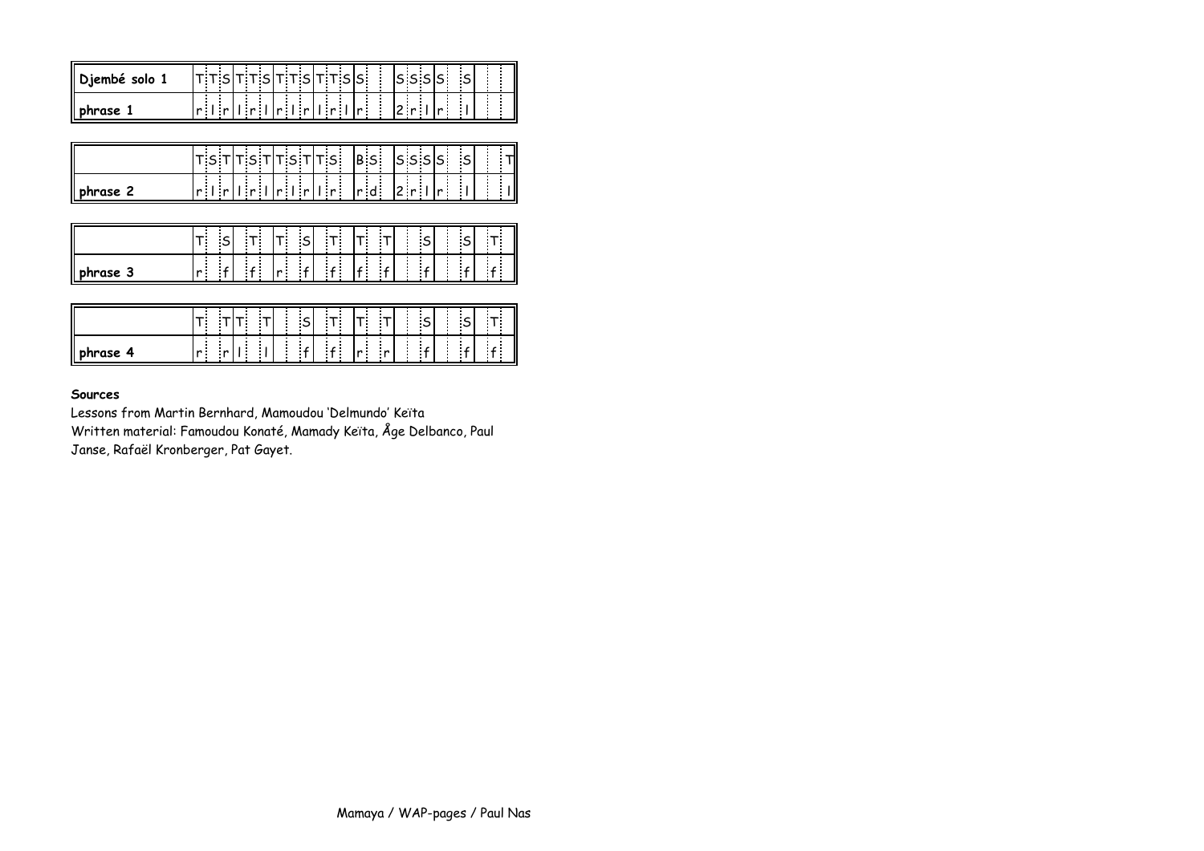| | | | | | | | | | | | | | | | | | | | | | | | | |
|---|---|---|---|---|---|---|---|---|---|---|---|---|---|---|---|---|---|---|---|---|---|---|---|---|
| **Djembé solo 1** | T | T | S | T | T | S | T | T | S | T | T | S | S | | | S | S | S | S | | S | | | |
| **phrase 1** | r | l | r | l | r | l | r | l | r | l | r | l | r | | | 2 | r | l | r | | l | | | |

| | | | | | | | | | | | | | | | | | | | | | | | | |
|---|---|---|---|---|---|---|---|---|---|---|---|---|---|---|---|---|---|---|---|---|---|---|---|---|
| | T | S | T | T | S | T | T | S | T | T | S | | B | S | | S | S | S | S | | S | | | T |
| **phrase 2** | r | l | r | l | r | l | r | l | r | l | r | | r | d | | 2 | r | l | r | | l | | | l |

| | | | | | | | | | | | | | | | | | | | | | | | | |
|---|---|---|---|---|---|---|---|---|---|---|---|---|---|---|---|---|---|---|---|---|---|---|---|---|
| | T | | S | | T | | T | | S | | T | | T | | T | | | S | | | S | | T | |
| **phrase 3** | r | | f | | f | | r | | f | | f | | f | | f | | | f | | | f | | f | |

| | | | | | | | | | | | | | | | | | | | | | | | | |
|---|---|---|---|---|---|---|---|---|---|---|---|---|---|---|---|---|---|---|---|---|---|---|---|---|
| | T | | T | T | | T | | | S | | T | | T | | T | | | S | | | S | | T | |
| **phrase 4** | r | | r | l | | l | | | f | | f | | r | | r | | | f | | | f | | f | |

**Sources**

Lessons from Martin Bernhard, Mamoudou 'Delmundo' Keïta
Written material: Famoudou Konaté, Mamady Keïta, Åge Delbanco, Paul Janse, Rafaël Kronberger, Pat Gayet.

Mamaya / WAP-pages / Paul Nas